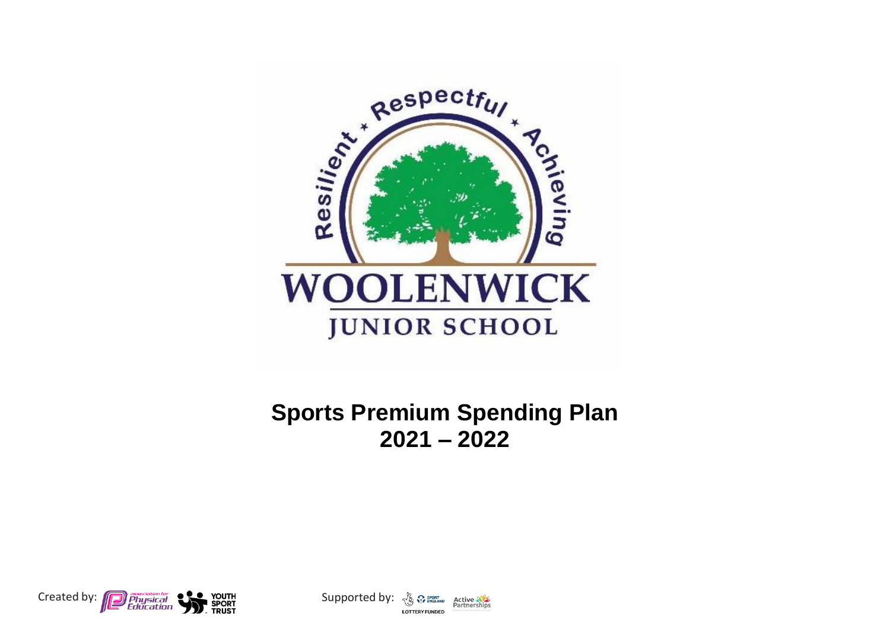Resilient * Respectful * Achieving

WOOLENWICK

JUNIOR SCHOOL

# Sports Premium Spending Plan 2021 – 2022

Created by: association for Physical Education, YOUTH SPORT TRUST

Supported by: SPORT ENGLAND, LOTTERY FUNDED, Active Partnerships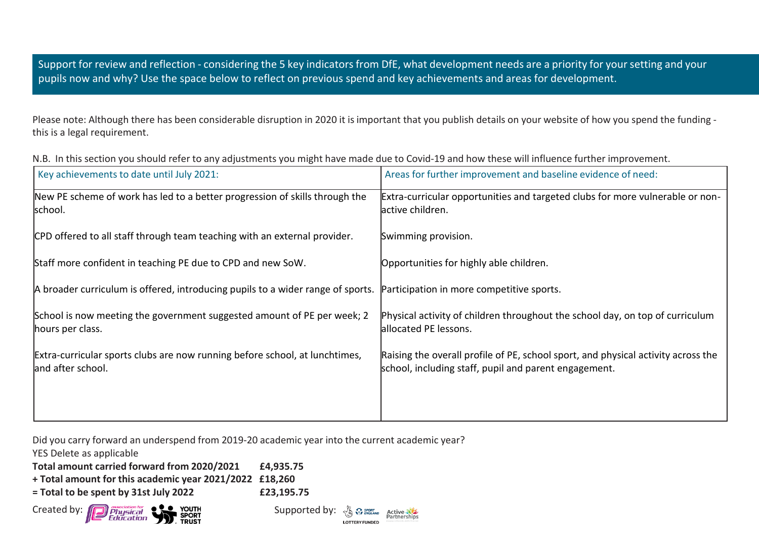Support for review and reflection - considering the 5 key indicators from DfE, what development needs are a priority for your setting and your pupils now and why? Use the space below to reflect on previous spend and key achievements and areas for development.

Please note: Although there has been considerable disruption in 2020 it is important that you publish details on your website of how you spend the funding - this is a legal requirement.

N.B. In this section you should refer to any adjustments you might have made due to Covid-19 and how these will influence further improvement.

| Key achievements to date until July 2021: | Areas for further improvement and baseline evidence of need: |
|---|---|
| New PE scheme of work has led to a better progression of skills through the school. | Extra-curricular opportunities and targeted clubs for more vulnerable or non-active children. |
| CPD offered to all staff through team teaching with an external provider. | Swimming provision. |
| Staff more confident in teaching PE due to CPD and new SoW. | Opportunities for highly able children. |
| A broader curriculum is offered, introducing pupils to a wider range of sports. | Participation in more competitive sports. |
| School is now meeting the government suggested amount of PE per week; 2 hours per class. | Physical activity of children throughout the school day, on top of curriculum allocated PE lessons. |
| Extra-curricular sports clubs are now running before school, at lunchtimes, and after school. | Raising the overall profile of PE, school sport, and physical activity across the school, including staff, pupil and parent engagement. |

Did you carry forward an underspend from 2019-20 academic year into the current academic year?
YES Delete as applicable

**Total amount carried forward from 2020/2021** **£4,935.75**
**+ Total amount for this academic year 2021/2022** **£18,260**
**= Total to be spent by 31st July 2022** **£23,195.75**

Created by: Association for Physical Education, Youth Sport Trust  Supported by: Sport England, Lottery Funded, Active Partnerships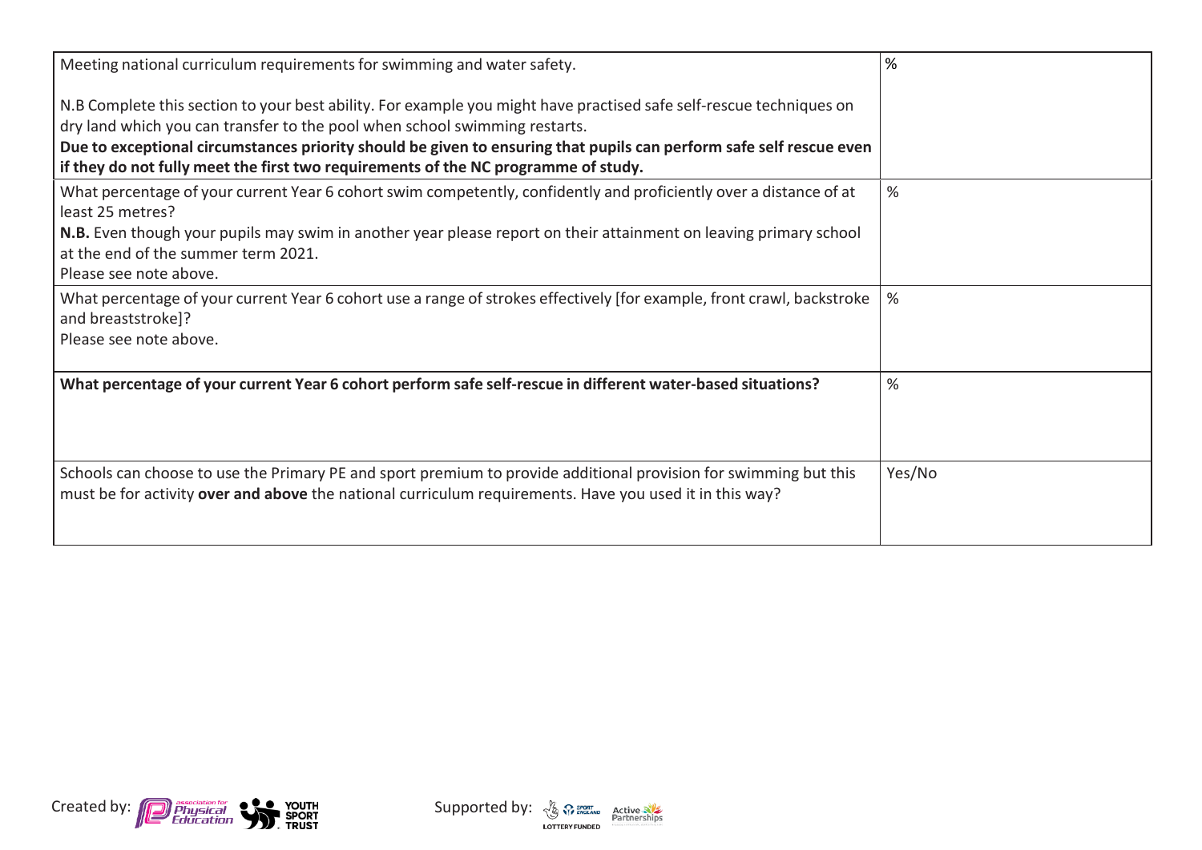| Meeting national curriculum requirements for swimming and water safety.<br><br>N.B Complete this section to your best ability. For example you might have practised safe self-rescue techniques on dry land which you can transfer to the pool when school swimming restarts.<br>**Due to exceptional circumstances priority should be given to ensuring that pupils can perform safe self rescue even if they do not fully meet the first two requirements of the NC programme of study.** | % |
|---|---|
| What percentage of your current Year 6 cohort swim competently, confidently and proficiently over a distance of at least 25 metres?<br>**N.B.** Even though your pupils may swim in another year please report on their attainment on leaving primary school at the end of the summer term 2021.<br>Please see note above. | % |
| What percentage of your current Year 6 cohort use a range of strokes effectively [for example, front crawl, backstroke and breaststroke]?<br>Please see note above. | % |
| **What percentage of your current Year 6 cohort perform safe self-rescue in different water-based situations?** | % |
| Schools can choose to use the Primary PE and sport premium to provide additional provision for swimming but this must be for activity **over and above** the national curriculum requirements. Have you used it in this way? | Yes/No |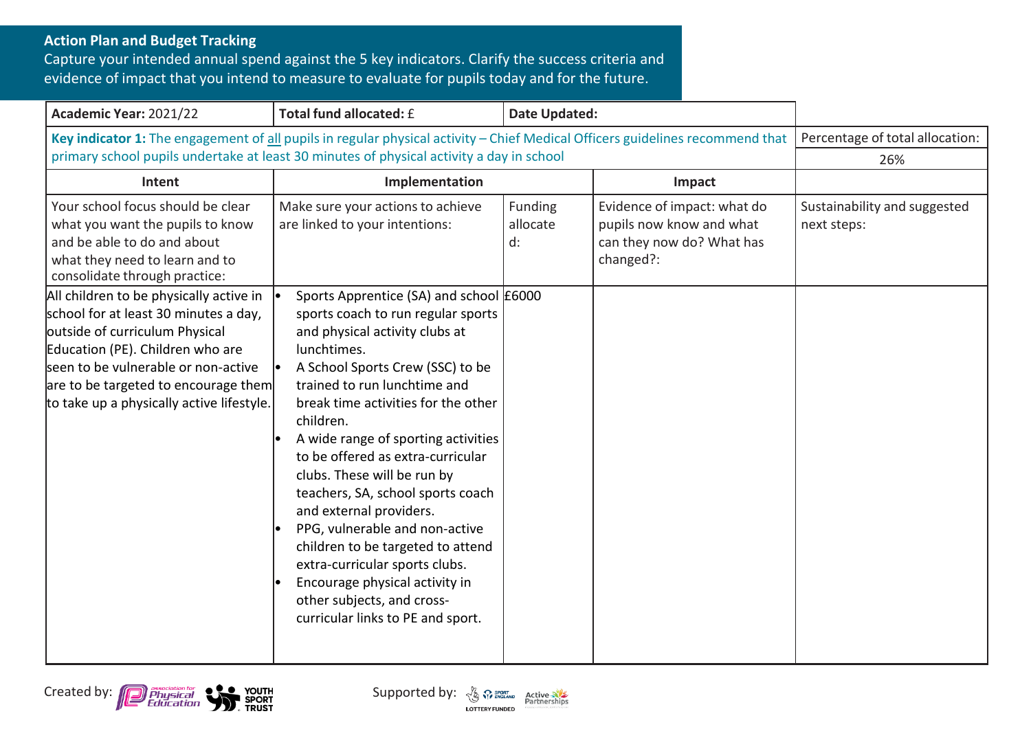**Action Plan and Budget Tracking**

Capture your intended annual spend against the 5 key indicators. Clarify the success criteria and evidence of impact that you intend to measure to evaluate for pupils today and for the future.

| **Academic Year:** 2021/22 | **Total fund allocated:** £ | **Date Updated:** | | |
|---|---|---|---|---|
| **Key indicator 1:** The engagement of all pupils in regular physical activity – Chief Medical Officers guidelines recommend that primary school pupils undertake at least 30 minutes of physical activity a day in school | | | | Percentage of total allocation: 26% |
| **Intent** | **Implementation** | | **Impact** | |
| Your school focus should be clear what you want the pupils to know and be able to do and about what they need to learn and to consolidate through practice: | Make sure your actions to achieve are linked to your intentions: | Funding allocated: | Evidence of impact: what do pupils now know and what can they now do? What has changed?: | Sustainability and suggested next steps: |
| All children to be physically active in school for at least 30 minutes a day, outside of curriculum Physical Education (PE). Children who are seen to be vulnerable or non-active are to be targeted to encourage them to take up a physically active lifestyle. | • Sports Apprentice (SA) and school sports coach to run regular sports and physical activity clubs at lunchtimes.<br>• A School Sports Crew (SSC) to be trained to run lunchtime and break time activities for the other children.<br>• A wide range of sporting activities to be offered as extra-curricular clubs. These will be run by teachers, SA, school sports coach and external providers.<br>• PPG, vulnerable and non-active children to be targeted to attend extra-curricular sports clubs.<br>• Encourage physical activity in other subjects, and cross-curricular links to PE and sport. | £6000 | | |

Created by: Association for Physical Education, Youth Sport Trust

Supported by: Sport England, Lottery Funded, Active Partnerships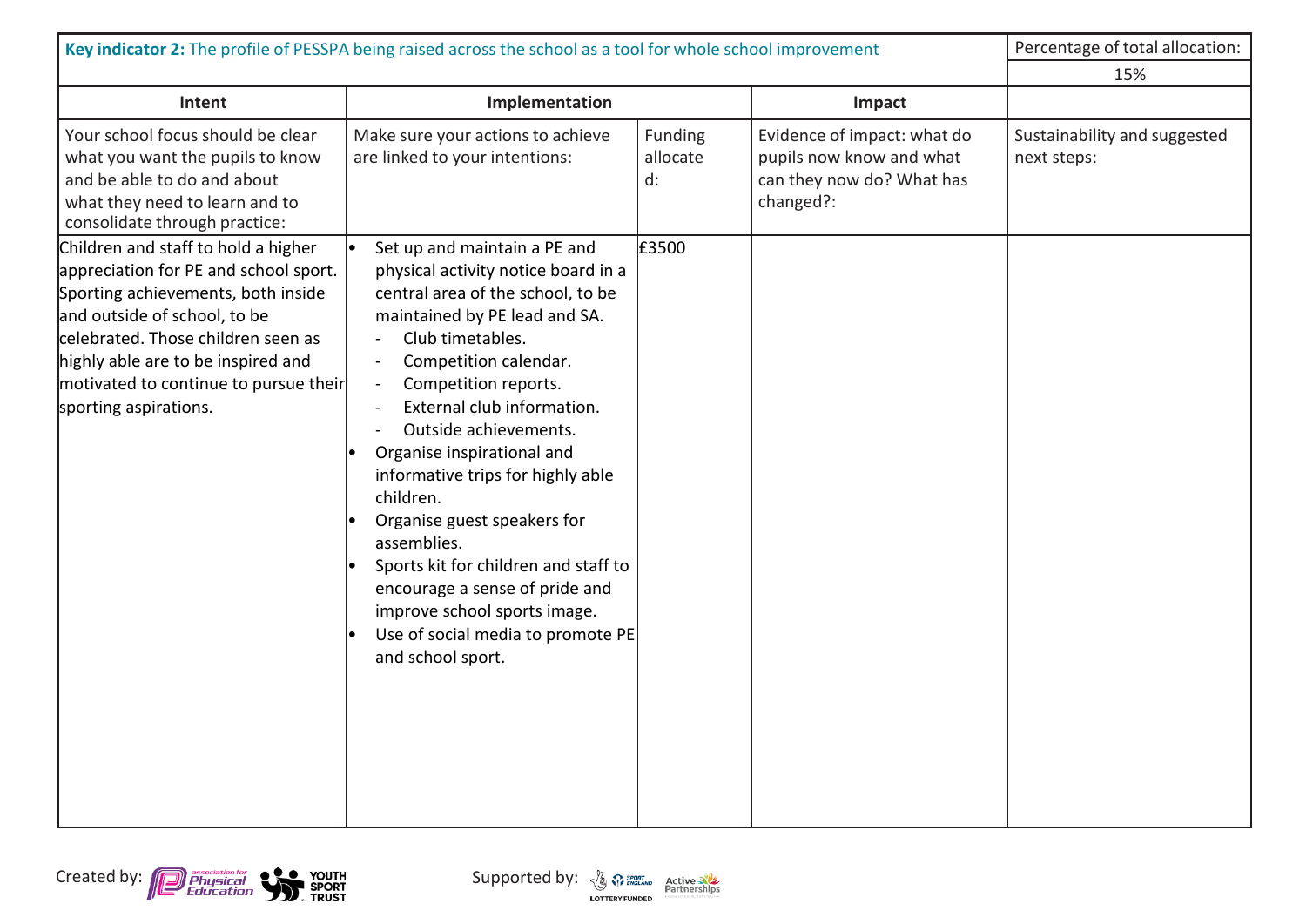| **Key indicator 2:** The profile of PESSPA being raised across the school as a tool for whole school improvement | | | | Percentage of total allocation: 15% |
|---|---|---|---|---|
| **Intent** | **Implementation** | | **Impact** | |
| Your school focus should be clear what you want the pupils to know and be able to do and about what they need to learn and to consolidate through practice: | Make sure your actions to achieve are linked to your intentions: | Funding allocated: | Evidence of impact: what do pupils now know and what can they now do? What has changed?: | Sustainability and suggested next steps: |
| Children and staff to hold a higher appreciation for PE and school sport. Sporting achievements, both inside and outside of school, to be celebrated. Those children seen as highly able are to be inspired and motivated to continue to pursue their sporting aspirations. | • Set up and maintain a PE and physical activity notice board in a central area of the school, to be maintained by PE lead and SA.<br>- Club timetables.<br>- Competition calendar.<br>- Competition reports.<br>- External club information.<br>- Outside achievements.<br>• Organise inspirational and informative trips for highly able children.<br>• Organise guest speakers for assemblies.<br>• Sports kit for children and staff to encourage a sense of pride and improve school sports image.<br>• Use of social media to promote PE and school sport. | £3500 | | |

Created by: Association for Physical Education, Youth Sport Trust

Supported by: Sport England, Lottery Funded, Active Partnerships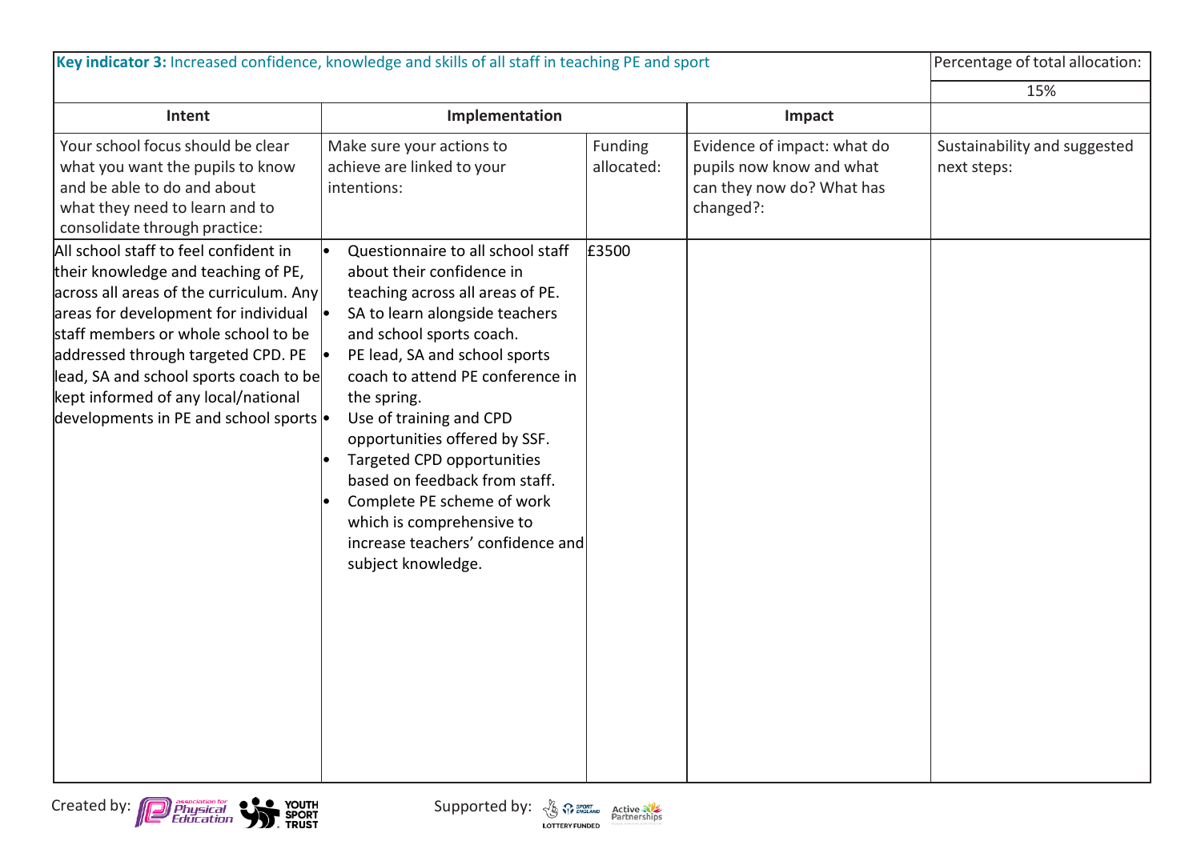| **Key indicator 3:** Increased confidence, knowledge and skills of all staff in teaching PE and sport | | | | Percentage of total allocation: |
|---|---|---|---|---|
| | | | | 15% |
| **Intent** | **Implementation** | | **Impact** | |
| Your school focus should be clear what you want the pupils to know and be able to do and about what they need to learn and to consolidate through practice: | Make sure your actions to achieve are linked to your intentions: | Funding allocated: | Evidence of impact: what do pupils now know and what can they now do? What has changed?: | Sustainability and suggested next steps: |
| All school staff to feel confident in their knowledge and teaching of PE, across all areas of the curriculum. Any areas for development for individual staff members or whole school to be addressed through targeted CPD. PE lead, SA and school sports coach to be kept informed of any local/national developments in PE and school sports | • Questionnaire to all school staff about their confidence in teaching across all areas of PE.<br>• SA to learn alongside teachers and school sports coach.<br>• PE lead, SA and school sports coach to attend PE conference in the spring.<br>• Use of training and CPD opportunities offered by SSF.<br>• Targeted CPD opportunities based on feedback from staff.<br>• Complete PE scheme of work which is comprehensive to increase teachers' confidence and subject knowledge. | £3500 | | |

Created by: Association for Physical Education, Youth Sport Trust

Supported by: Sport England, Lottery Funded, Active Partnerships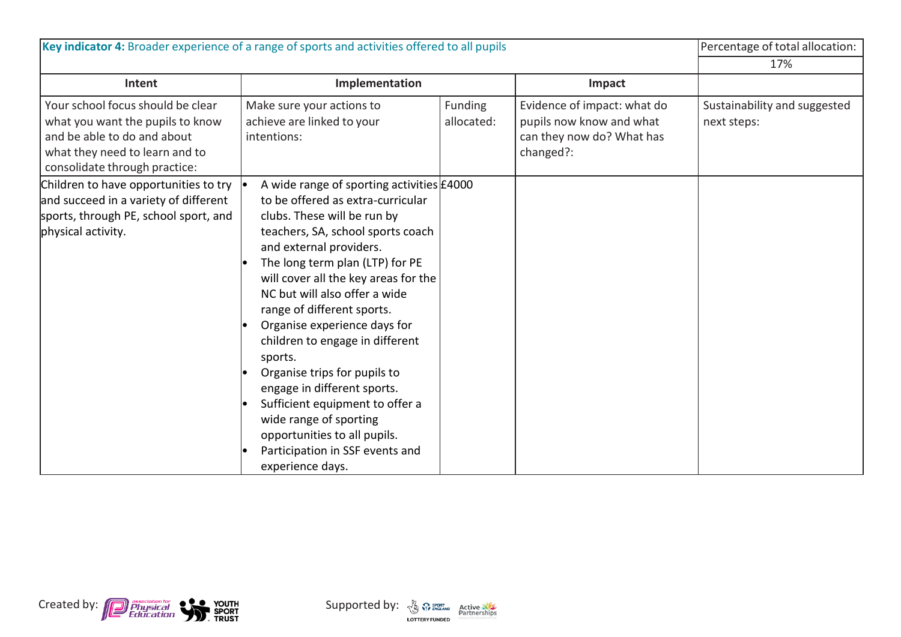| **Key indicator 4:** Broader experience of a range of sports and activities offered to all pupils | | | | Percentage of total allocation: |
|---|---|---|---|---|
| | | | | 17% |
| **Intent** | **Implementation** | | **Impact** | |
| Your school focus should be clear what you want the pupils to know and be able to do and about what they need to learn and to consolidate through practice: | Make sure your actions to achieve are linked to your intentions: | Funding allocated: | Evidence of impact: what do pupils now know and what can they now do? What has changed?: | Sustainability and suggested next steps: |
| Children to have opportunities to try and succeed in a variety of different sports, through PE, school sport, and physical activity. | • A wide range of sporting activities to be offered as extra-curricular clubs. These will be run by teachers, SA, school sports coach and external providers.<br>• The long term plan (LTP) for PE will cover all the key areas for the NC but will also offer a wide range of different sports.<br>• Organise experience days for children to engage in different sports.<br>• Organise trips for pupils to engage in different sports.<br>• Sufficient equipment to offer a wide range of sporting opportunities to all pupils.<br>• Participation in SSF events and experience days. | £4000 | | |

Created by: Association for Physical Education, Youth Sport Trust

Supported by: Sport England, Lottery Funded, Active Partnerships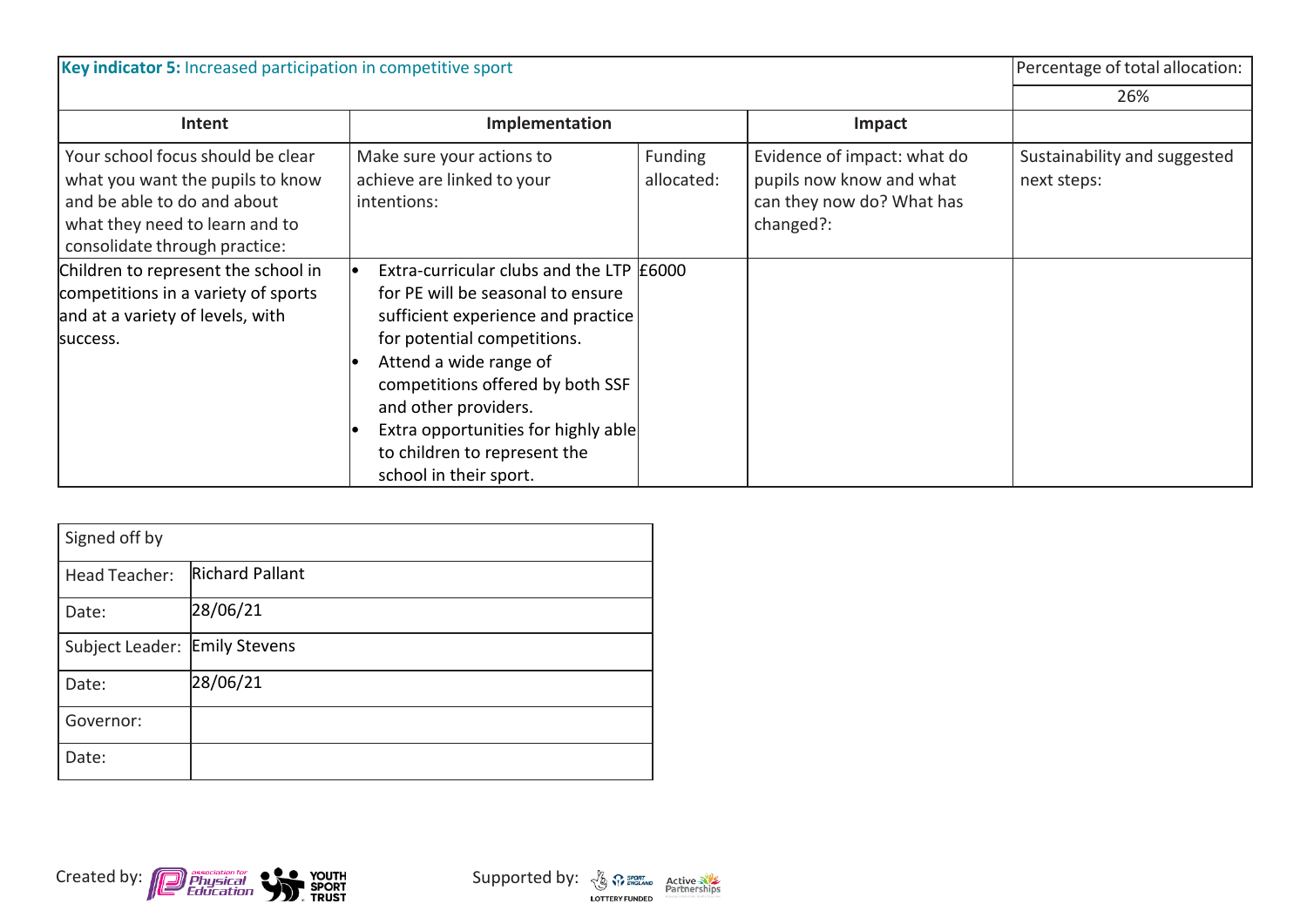| Key indicator 5: Increased participation in competitive sport | | | | Percentage of total allocation: |
|---|---|---|---|---|
| | | | | 26% |
| **Intent** | **Implementation** | | **Impact** | |
| Your school focus should be clear what you want the pupils to know and be able to do and about what they need to learn and to consolidate through practice: | Make sure your actions to achieve are linked to your intentions: | Funding allocated: | Evidence of impact: what do pupils now know and what can they now do? What has changed?: | Sustainability and suggested next steps: |
| Children to represent the school in competitions in a variety of sports and at a variety of levels, with success. | • Extra-curricular clubs and the LTP for PE will be seasonal to ensure sufficient experience and practice for potential competitions.<br>• Attend a wide range of competitions offered by both SSF and other providers.<br>• Extra opportunities for highly able to children to represent the school in their sport. | £6000 | | |

| Signed off by | |
|---|---|
| Head Teacher: | Richard Pallant |
| Date: | 28/06/21 |
| Subject Leader: | Emily Stevens |
| Date: | 28/06/21 |
| Governor: | |
| Date: | |

Created by: Association for Physical Education, Youth Sport Trust

Supported by: Sport England, Lottery Funded, Active Partnerships